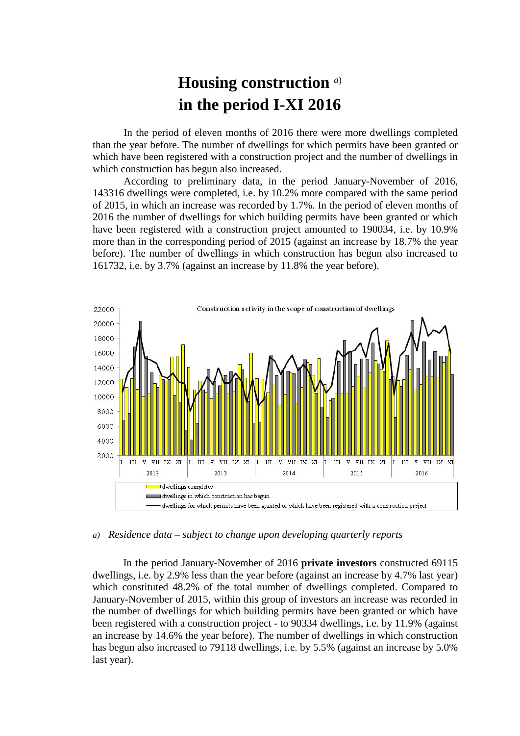# Housing construction [a)] in the period I-XI 2016

In the period of eleven months of 2016 there were more dwellings completed than the year before. The number of dwellings for which permits have been granted or which have been registered with a construction project and the number of dwellings in which construction has begun also increased.

According to preliminary data, in the period January-November of 2016, 143316 dwellings were completed, i.e. by 10.2% more compared with the same period of 2015, in which an increase was recorded by 1.7%. In the period of eleven months of 2016 the number of dwellings for which building permits have been granted or which have been registered with a construction project amounted to 190034, i.e. by 10.9% more than in the corresponding period of 2015 (against an increase by 18.7% the year before). The number of dwellings in which construction has begun also increased to 161732, i.e. by 3.7% (against an increase by 11.8% the year before).

Construction activity in the scope of construction of dwellings

- dwellings completed
- dwellings in which construction has begun
- dwellings for which permits have been granted or which have been registered with a construction project

*a) Residence data – subject to change upon developing quarterly reports*

In the period January-November of 2016 **private investors** constructed 69115 dwellings, i.e. by 2.9% less than the year before (against an increase by 4.7% last year) which constituted 48.2% of the total number of dwellings completed. Compared to January-November of 2015, within this group of investors an increase was recorded in the number of dwellings for which building permits have been granted or which have been registered with a construction project - to 90334 dwellings, i.e. by 11.9% (against an increase by 14.6% the year before). The number of dwellings in which construction has begun also increased to 79118 dwellings, i.e. by 5.5% (against an increase by 5.0% last year).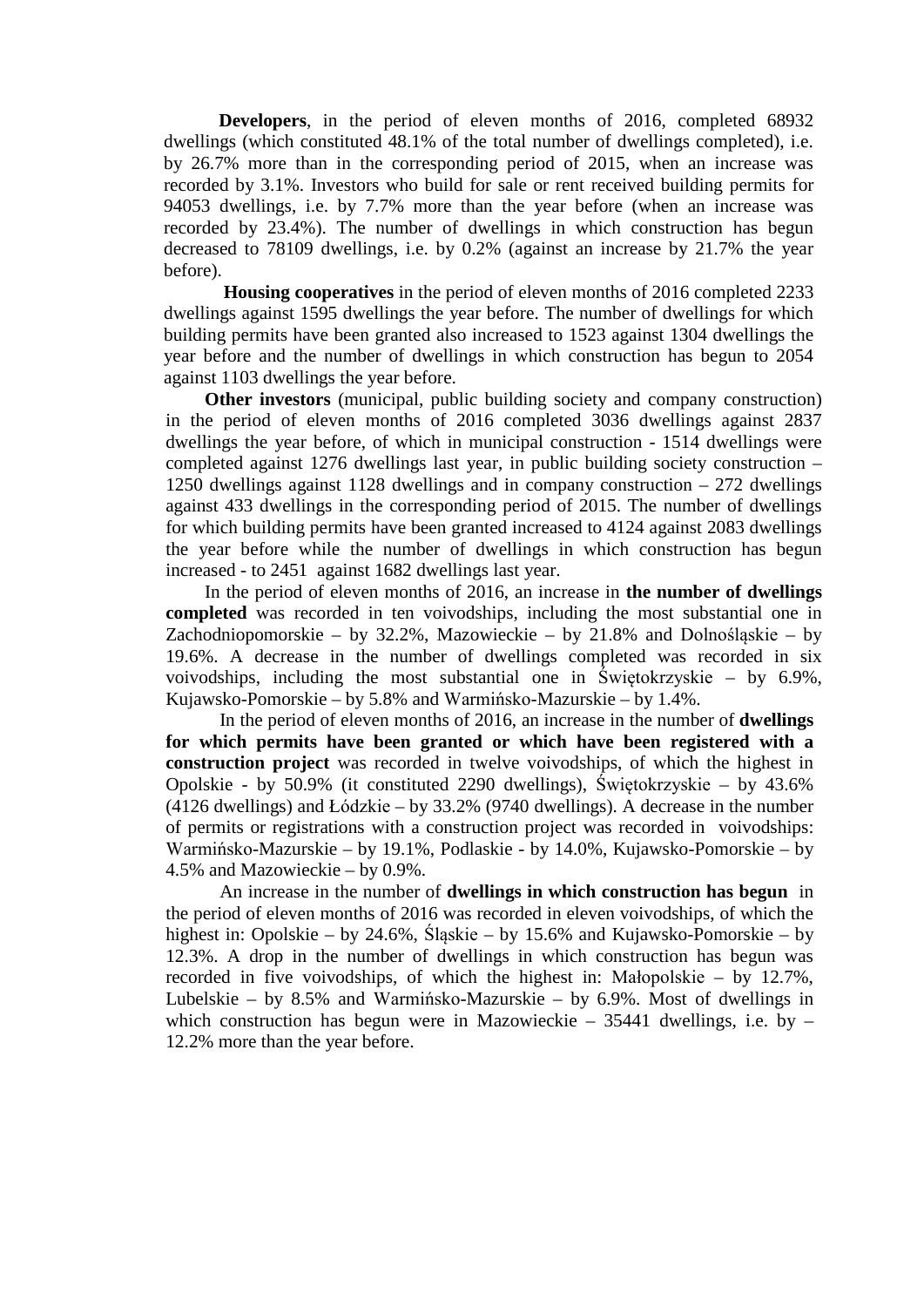**Developers**, in the period of eleven months of 2016, completed 68932 dwellings (which constituted 48.1% of the total number of dwellings completed), i.e. by 26.7% more than in the corresponding period of 2015, when an increase was recorded by 3.1%. Investors who build for sale or rent received building permits for 94053 dwellings, i.e. by 7.7% more than the year before (when an increase was recorded by 23.4%). The number of dwellings in which construction has begun decreased to 78109 dwellings, i.e. by 0.2% (against an increase by 21.7% the year before).

**Housing cooperatives** in the period of eleven months of 2016 completed 2233 dwellings against 1595 dwellings the year before. The number of dwellings for which building permits have been granted also increased to 1523 against 1304 dwellings the year before and the number of dwellings in which construction has begun to 2054 against 1103 dwellings the year before.

**Other investors** (municipal, public building society and company construction) in the period of eleven months of 2016 completed 3036 dwellings against 2837 dwellings the year before, of which in municipal construction - 1514 dwellings were completed against 1276 dwellings last year, in public building society construction – 1250 dwellings against 1128 dwellings and in company construction – 272 dwellings against 433 dwellings in the corresponding period of 2015. The number of dwellings for which building permits have been granted increased to 4124 against 2083 dwellings the year before while the number of dwellings in which construction has begun increased - to 2451 against 1682 dwellings last year.

In the period of eleven months of 2016, an increase in **the number of dwellings completed** was recorded in ten voivodships, including the most substantial one in Zachodniopomorskie – by 32.2%, Mazowieckie – by 21.8% and Dolnośląskie – by 19.6%. A decrease in the number of dwellings completed was recorded in six voivodships, including the most substantial one in Świętokrzyskie – by 6.9%, Kujawsko-Pomorskie – by 5.8% and Warmińsko-Mazurskie – by 1.4%.

In the period of eleven months of 2016, an increase in the number of **dwellings for which permits have been granted or which have been registered with a construction project** was recorded in twelve voivodships, of which the highest in Opolskie - by 50.9% (it constituted 2290 dwellings), Świętokrzyskie – by 43.6% (4126 dwellings) and Łódzkie – by 33.2% (9740 dwellings). A decrease in the number of permits or registrations with a construction project was recorded in voivodships: Warmińsko-Mazurskie – by 19.1%, Podlaskie - by 14.0%, Kujawsko-Pomorskie – by 4.5% and Mazowieckie – by 0.9%.

An increase in the number of **dwellings in which construction has begun** in the period of eleven months of 2016 was recorded in eleven voivodships, of which the highest in: Opolskie – by 24.6%, Śląskie – by 15.6% and Kujawsko-Pomorskie – by 12.3%. A drop in the number of dwellings in which construction has begun was recorded in five voivodships, of which the highest in: Małopolskie – by 12.7%, Lubelskie – by 8.5% and Warmińsko-Mazurskie – by 6.9%. Most of dwellings in which construction has begun were in Mazowieckie – 35441 dwellings, i.e. by – 12.2% more than the year before.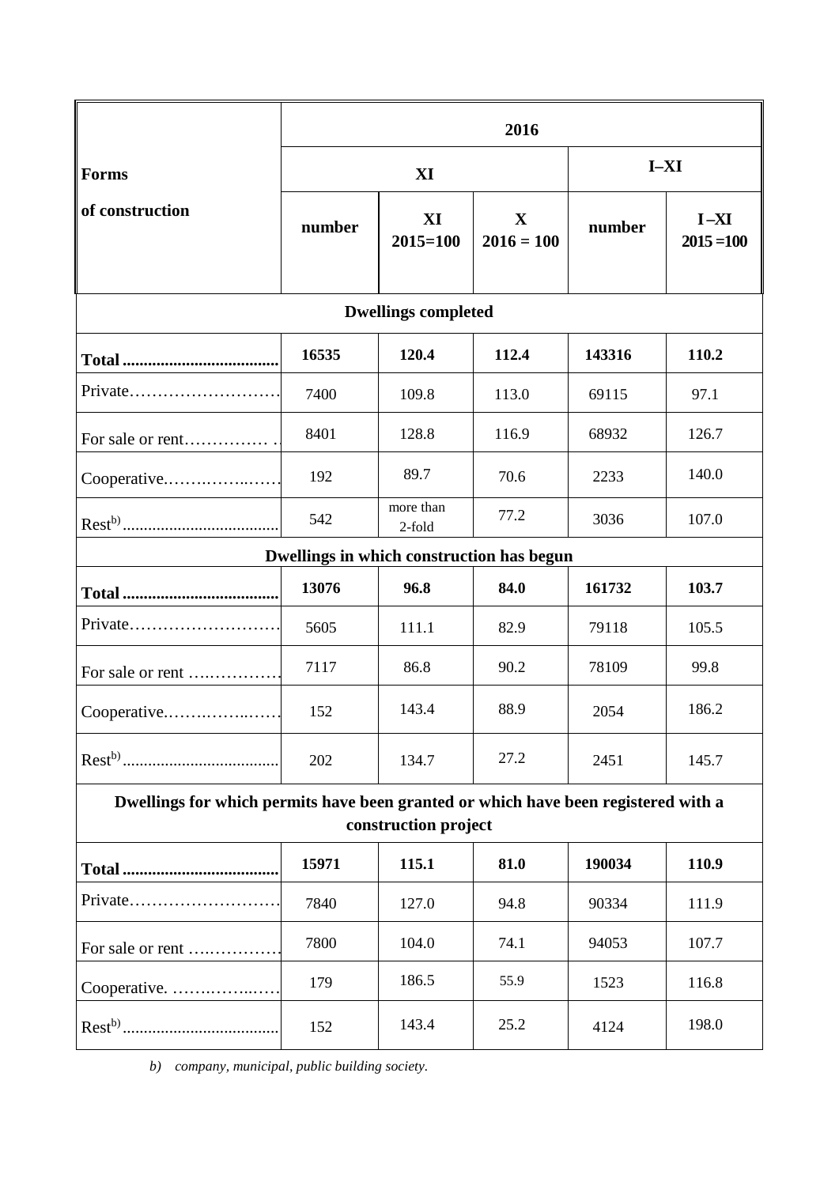| Forms of construction | 2016 | | | | |
|---|---|---|---|---|---|
| | XI | | | I–XI | |
| | number | XI 2015=100 | X 2016 = 100 | number | I –XI 2015 =100 |
| **Dwellings completed** | | | | | |
| **Total** | **16535** | **120.4** | **112.4** | **143316** | **110.2** |
| Private | 7400 | 109.8 | 113.0 | 69115 | 97.1 |
| For sale or rent | 8401 | 128.8 | 116.9 | 68932 | 126.7 |
| Cooperative | 192 | 89.7 | 70.6 | 2233 | 140.0 |
| Rest[b)] | 542 | more than 2-fold | 77.2 | 3036 | 107.0 |
| **Dwellings in which construction has begun** | | | | | |
| **Total** | **13076** | **96.8** | **84.0** | **161732** | **103.7** |
| Private | 5605 | 111.1 | 82.9 | 79118 | 105.5 |
| For sale or rent | 7117 | 86.8 | 90.2 | 78109 | 99.8 |
| Cooperative | 152 | 143.4 | 88.9 | 2054 | 186.2 |
| Rest[b)] | 202 | 134.7 | 27.2 | 2451 | 145.7 |
| **Dwellings for which permits have been granted or which have been registered with a construction project** | | | | | |
| **Total** | **15971** | **115.1** | **81.0** | **190034** | **110.9** |
| Private | 7840 | 127.0 | 94.8 | 90334 | 111.9 |
| For sale or rent | 7800 | 104.0 | 74.1 | 94053 | 107.7 |
| Cooperative | 179 | 186.5 | 55.9 | 1523 | 116.8 |
| Rest[b)] | 152 | 143.4 | 25.2 | 4124 | 198.0 |

*b) company, municipal, public building society.*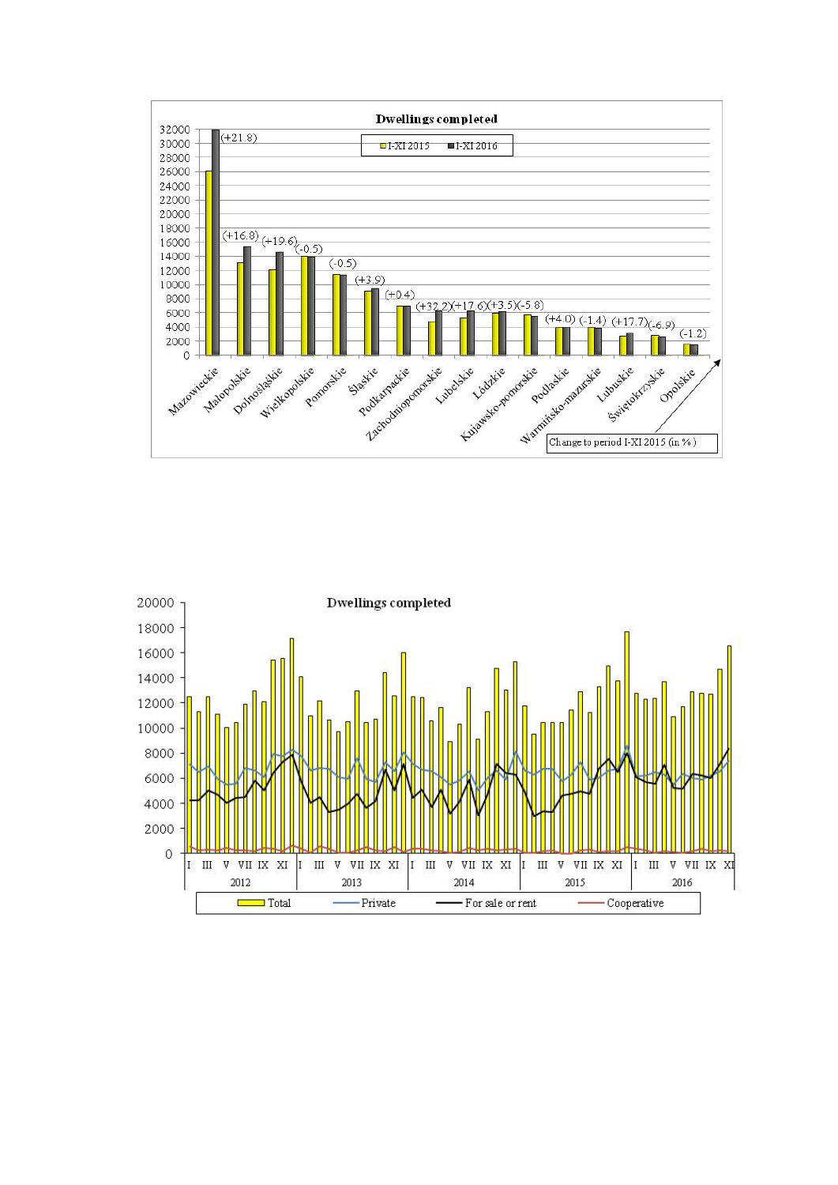**Dwellings completed**

I-XI 2015 | I-XI 2016

| Voivodship | Change to period I-XI 2015 (in %) |
|---|---|
| Mazowieckie | (+21.8) |
| Małopolskie | (+16.8) |
| Dolnośląskie | (+19.6) |
| Wielkopolskie | (-0.5) |
| Pomorskie | (-0.5) |
| Śląskie | (+3.9) |
| Podkarpackie | (+0.4) |
| Zachodniopomorskie | (+32.2) |
| Lubelskie | (+17.6) |
| Łódzkie | (+3.5) |
| Kujawsko-pomorskie | (-5.8) |
| Podlaskie | (+4.0) |
| Warmińsko-mazurskie | (-1.4) |
| Lubuskie | (+17.7) |
| Świętokrzyskie | (-6.9) |
| Opolskie | (-1.2) |

**Dwellings completed**

Total | Private | For sale or rent | Cooperative

2012 | 2013 | 2014 | 2015 | 2016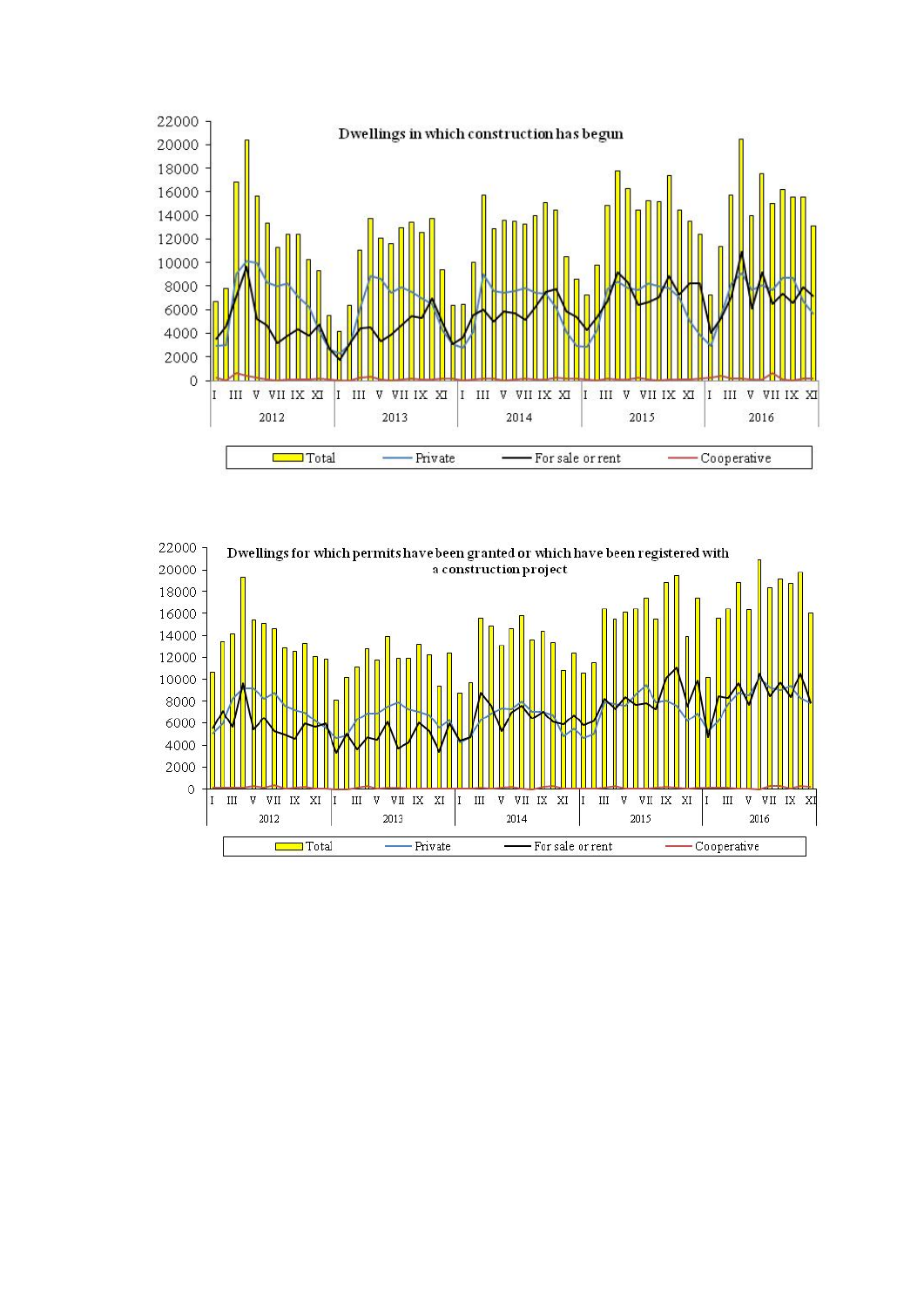Dwellings in which construction has begun

22000
20000
18000
16000
14000
12000
10000
8000
6000
4000
2000
0

I III V VII IX XI I III V VII IX XI I III V VII IX XI I III V VII IX XI I III V VII IX XI

2012 2013 2014 2015 2016

Total Private For sale or rent Cooperative

Dwellings for which permits have been granted or which have been registered with a construction project

22000
20000
18000
16000
14000
12000
10000
8000
6000
4000
2000
0

I III V VII IX XI I III V VII IX XI I III V VII IX XI I III V VII IX XI I III V VII IX XI

2012 2013 2014 2015 2016

Total Private For sale or rent Cooperative